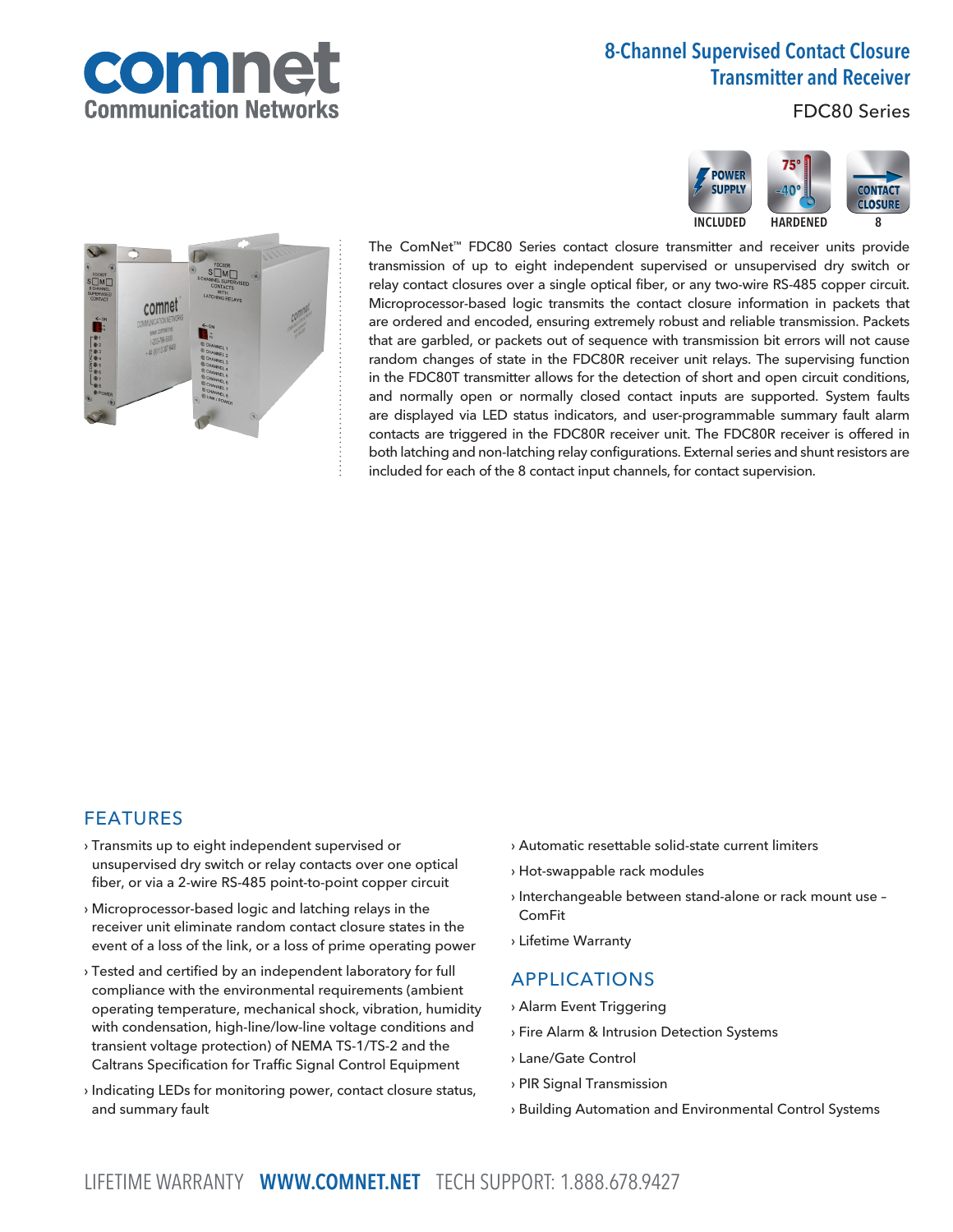# 8-Channel Supervised Contact Closure Transmitter and Receiver

FDC80 Series

POWER SUPPLY INCLUDED | HARDENED 75° -40° | CONTACT CLOSURE 8

The ComNet™ FDC80 Series contact closure transmitter and receiver units provide transmission of up to eight independent supervised or unsupervised dry switch or relay contact closures over a single optical fiber, or any two-wire RS-485 copper circuit. Microprocessor-based logic transmits the contact closure information in packets that are ordered and encoded, ensuring extremely robust and reliable transmission. Packets that are garbled, or packets out of sequence with transmission bit errors will not cause random changes of state in the FDC80R receiver unit relays. The supervising function in the FDC80T transmitter allows for the detection of short and open circuit conditions, and normally open or normally closed contact inputs are supported. System faults are displayed via LED status indicators, and user-programmable summary fault alarm contacts are triggered in the FDC80R receiver unit. The FDC80R receiver is offered in both latching and non-latching relay configurations. External series and shunt resistors are included for each of the 8 contact input channels, for contact supervision.

## FEATURES

- Transmits up to eight independent supervised or unsupervised dry switch or relay contacts over one optical fiber, or via a 2-wire RS-485 point-to-point copper circuit
- Microprocessor-based logic and latching relays in the receiver unit eliminate random contact closure states in the event of a loss of the link, or a loss of prime operating power
- Tested and certified by an independent laboratory for full compliance with the environmental requirements (ambient operating temperature, mechanical shock, vibration, humidity with condensation, high-line/low-line voltage conditions and transient voltage protection) of NEMA TS-1/TS-2 and the Caltrans Specification for Traffic Signal Control Equipment
- Indicating LEDs for monitoring power, contact closure status, and summary fault
- Automatic resettable solid-state current limiters
- Hot-swappable rack modules
- Interchangeable between stand-alone or rack mount use – ComFit
- Lifetime Warranty

## APPLICATIONS

- Alarm Event Triggering
- Fire Alarm & Intrusion Detection Systems
- Lane/Gate Control
- PIR Signal Transmission
- Building Automation and Environmental Control Systems

LIFETIME WARRANTY **WWW.COMNET.NET** TECH SUPPORT: 1.888.678.9427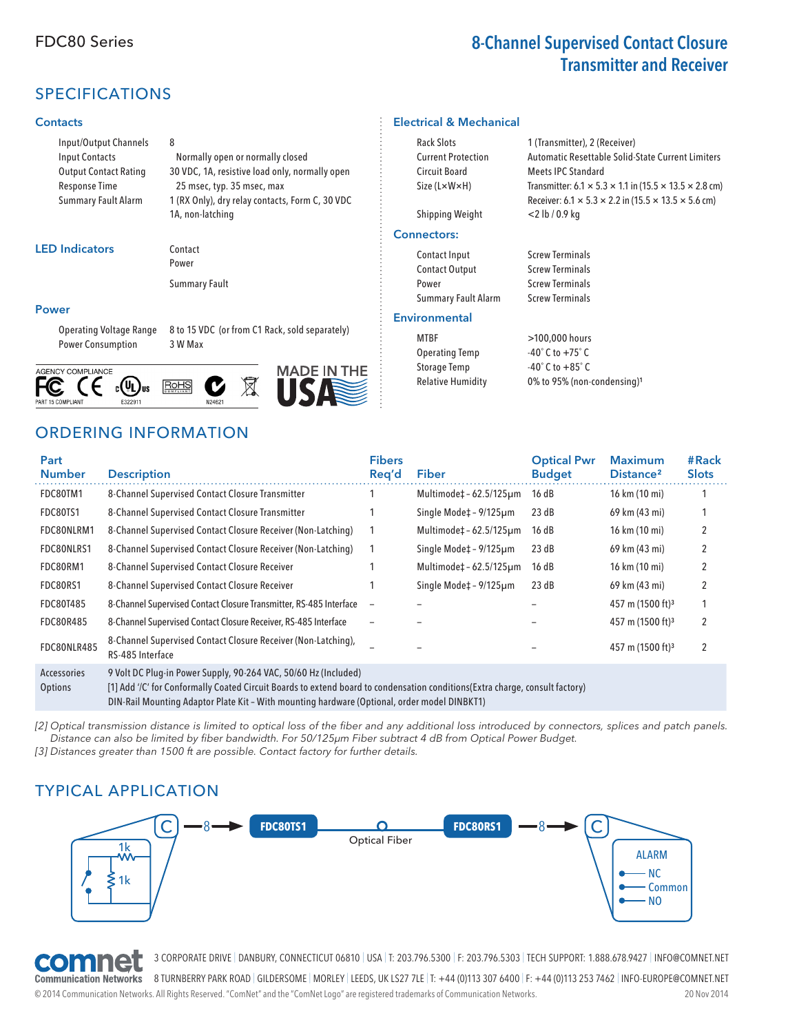FDC80 Series

# 8-Channel Supervised Contact Closure Transmitter and Receiver

## SPECIFICATIONS

### Contacts

| | |
|---|---|
| Input/Output Channels | 8 |
| Input Contacts | Normally open or normally closed |
| Output Contact Rating | 30 VDC, 1A, resistive load only, normally open |
| Response Time | 25 msec, typ. 35 msec, max |
| Summary Fault Alarm | 1 (RX Only), dry relay contacts, Form C, 30 VDC 1A, non-latching |

### LED Indicators

Contact
Power
Summary Fault

### Power

| | |
|---|---|
| Operating Voltage Range | 8 to 15 VDC (or from C1 Rack, sold separately) |
| Power Consumption | 3 W Max |

AGENCY COMPLIANCE
PART 15 COMPLIANT
E322911
N24621
MADE IN THE USA

### Electrical & Mechanical

| | |
|---|---|
| Rack Slots | 1 (Transmitter), 2 (Receiver) |
| Current Protection | Automatic Resettable Solid-State Current Limiters |
| Circuit Board | Meets IPC Standard |
| Size (L×W×H) | Transmitter: 6.1 × 5.3 × 1.1 in (15.5 × 13.5 × 2.8 cm)<br>Receiver: 6.1 × 5.3 × 2.2 in (15.5 × 13.5 × 5.6 cm) |
| Shipping Weight | <2 lb / 0.9 kg |

### Connectors:

| | |
|---|---|
| Contact Input | Screw Terminals |
| Contact Output | Screw Terminals |
| Power | Screw Terminals |
| Summary Fault Alarm | Screw Terminals |

### Environmental

| | |
|---|---|
| MTBF | >100,000 hours |
| Operating Temp | -40˚ C to +75˚ C |
| Storage Temp | -40˚ C to +85˚ C |
| Relative Humidity | 0% to 95% (non-condensing)[1] |

## ORDERING INFORMATION

| Part Number | Description | Fibers Req'd | Fiber | Optical Pwr Budget | Maximum Distance[2] | #Rack Slots |
|---|---|---|---|---|---|---|
| FDC80TM1 | 8-Channel Supervised Contact Closure Transmitter | 1 | Multimode‡ - 62.5/125μm | 16 dB | 16 km (10 mi) | 1 |
| FDC80TS1 | 8-Channel Supervised Contact Closure Transmitter | 1 | Single Mode‡ - 9/125μm | 23 dB | 69 km (43 mi) | 1 |
| FDC80NLRM1 | 8-Channel Supervised Contact Closure Receiver (Non-Latching) | 1 | Multimode‡ - 62.5/125μm | 16 dB | 16 km (10 mi) | 2 |
| FDC80NLRS1 | 8-Channel Supervised Contact Closure Receiver (Non-Latching) | 1 | Single Mode‡ - 9/125μm | 23 dB | 69 km (43 mi) | 2 |
| FDC80RM1 | 8-Channel Supervised Contact Closure Receiver | 1 | Multimode‡ - 62.5/125μm | 16 dB | 16 km (10 mi) | 2 |
| FDC80RS1 | 8-Channel Supervised Contact Closure Receiver | 1 | Single Mode‡ - 9/125μm | 23 dB | 69 km (43 mi) | 2 |
| FDC80T485 | 8-Channel Supervised Contact Closure Transmitter, RS-485 Interface | – | – | – | 457 m (1500 ft)[3] | 1 |
| FDC80R485 | 8-Channel Supervised Contact Closure Receiver, RS-485 Interface | – | – | – | 457 m (1500 ft)[3] | 2 |
| FDC80NLR485 | 8-Channel Supervised Contact Closure Receiver (Non-Latching), RS-485 Interface | – | – | – | 457 m (1500 ft)[3] | 2 |

| | |
|---|---|
| Accessories | 9 Volt DC Plug-in Power Supply, 90-264 VAC, 50/60 Hz (Included) |
| Options | [1] Add '/C' for Conformally Coated Circuit Boards to extend board to condensation conditions(Extra charge, consult factory)<br>DIN-Rail Mounting Adaptor Plate Kit – With mounting hardware (Optional, order model DINBKT1) |

*[2] Optical transmission distance is limited to optical loss of the fiber and any additional loss introduced by connectors, splices and patch panels. Distance can also be limited by fiber bandwidth. For 50/125μm Fiber subtract 4 dB from Optical Power Budget.*
*[3] Distances greater than 1500 ft are possible. Contact factory for further details.*

## TYPICAL APPLICATION

C
1k
1k
8
FDC80TS1
Optical Fiber
FDC80RS1
8
C
ALARM
NC
Common
NO

comnet Communication Networks

3 CORPORATE DRIVE | DANBURY, CONNECTICUT 06810 | USA | T: 203.796.5300 | F: 203.796.5303 | TECH SUPPORT: 1.888.678.9427 | INFO@COMNET.NET
8 TURNBERRY PARK ROAD | GILDERSOME | MORLEY | LEEDS, UK LS27 7LE | T: +44 (0)113 307 6400 | F: +44 (0)113 253 7462 | INFO-EUROPE@COMNET.NET
© 2014 Communication Networks. All Rights Reserved. "ComNet" and the "ComNet Logo" are registered trademarks of Communication Networks. 20 Nov 2014